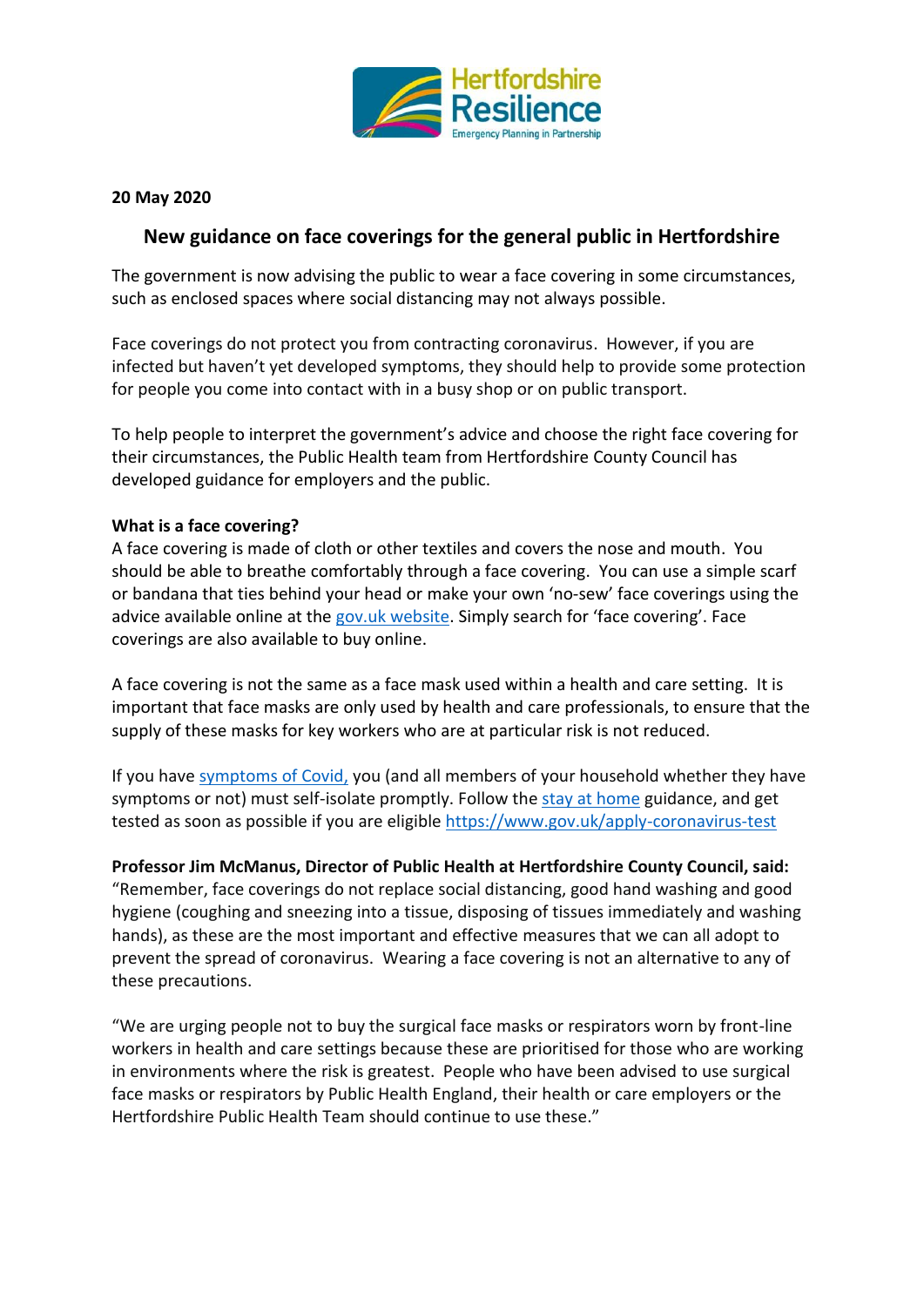**20 May 2020**

## New guidance on face coverings for the general public in Hertfordshire

The government is now advising the public to wear a face covering in some circumstances, such as enclosed spaces where social distancing may not always possible.

Face coverings do not protect you from contracting coronavirus. However, if you are infected but haven't yet developed symptoms, they should help to provide some protection for people you come into contact with in a busy shop or on public transport.

To help people to interpret the government's advice and choose the right face covering for their circumstances, the Public Health team from Hertfordshire County Council has developed guidance for employers and the public.

**What is a face covering?**

A face covering is made of cloth or other textiles and covers the nose and mouth. You should be able to breathe comfortably through a face covering. You can use a simple scarf or bandana that ties behind your head or make your own 'no-sew' face coverings using the advice available online at the gov.uk website. Simply search for 'face covering'. Face coverings are also available to buy online.

A face covering is not the same as a face mask used within a health and care setting. It is important that face masks are only used by health and care professionals, to ensure that the supply of these masks for key workers who are at particular risk is not reduced.

If you have symptoms of Covid, you (and all members of your household whether they have symptoms or not) must self-isolate promptly. Follow the stay at home guidance, and get tested as soon as possible if you are eligible https://www.gov.uk/apply-coronavirus-test

**Professor Jim McManus, Director of Public Health at Hertfordshire County Council, said:**
"Remember, face coverings do not replace social distancing, good hand washing and good hygiene (coughing and sneezing into a tissue, disposing of tissues immediately and washing hands), as these are the most important and effective measures that we can all adopt to prevent the spread of coronavirus. Wearing a face covering is not an alternative to any of these precautions.

"We are urging people not to buy the surgical face masks or respirators worn by front-line workers in health and care settings because these are prioritised for those who are working in environments where the risk is greatest. People who have been advised to use surgical face masks or respirators by Public Health England, their health or care employers or the Hertfordshire Public Health Team should continue to use these."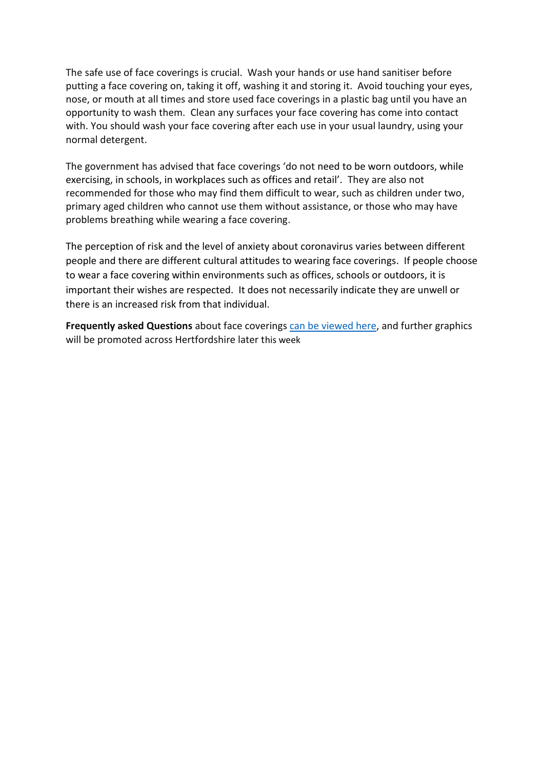The safe use of face coverings is crucial. Wash your hands or use hand sanitiser before putting a face covering on, taking it off, washing it and storing it. Avoid touching your eyes, nose, or mouth at all times and store used face coverings in a plastic bag until you have an opportunity to wash them. Clean any surfaces your face covering has come into contact with. You should wash your face covering after each use in your usual laundry, using your normal detergent.

The government has advised that face coverings 'do not need to be worn outdoors, while exercising, in schools, in workplaces such as offices and retail'. They are also not recommended for those who may find them difficult to wear, such as children under two, primary aged children who cannot use them without assistance, or those who may have problems breathing while wearing a face covering.

The perception of risk and the level of anxiety about coronavirus varies between different people and there are different cultural attitudes to wearing face coverings. If people choose to wear a face covering within environments such as offices, schools or outdoors, it is important their wishes are respected. It does not necessarily indicate they are unwell or there is an increased risk from that individual.

**Frequently asked Questions** about face coverings can be viewed here, and further graphics will be promoted across Hertfordshire later this week